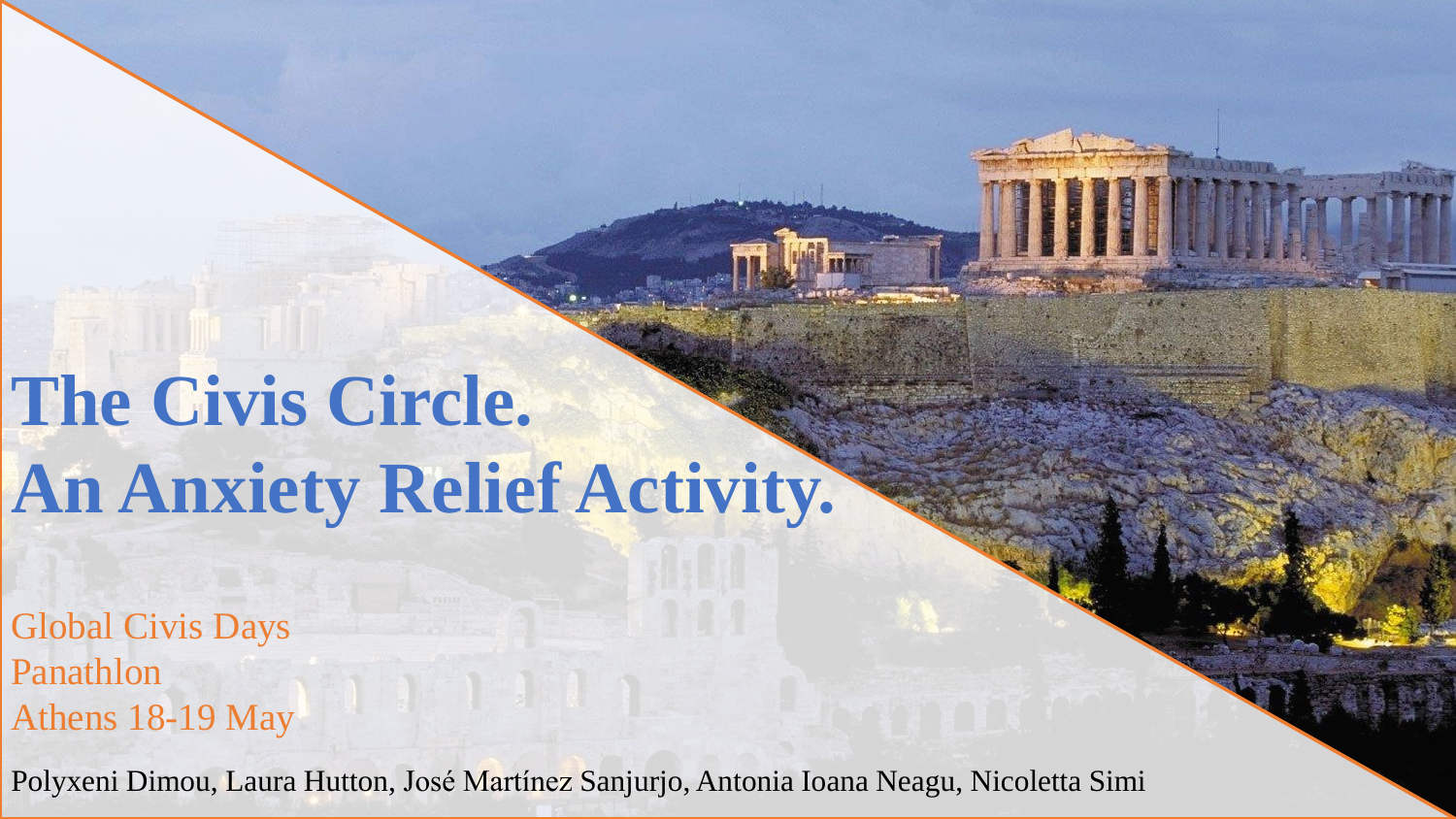# The Civis Circle.
# An Anxiety Relief Activity.

Global Civis Days
Panathlon
Athens 18-19 May

Polyxeni Dimou, Laura Hutton, José Martínez Sanjurjo, Antonia Ioana Neagu, Nicoletta Simi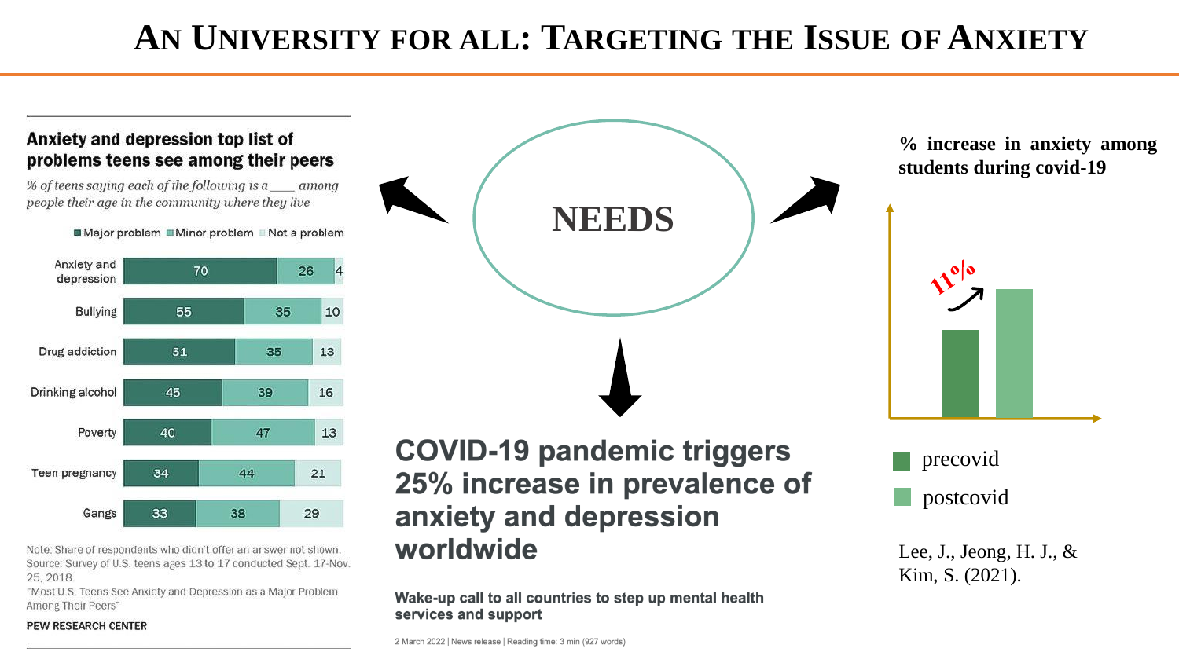# An University for all: Targeting the Issue of Anxiety

### Anxiety and depression top list of problems teens see among their peers

*% of teens saying each of the following is a ___ among people their age in the community where they live*

| | Major problem | Minor problem | Not a problem |
|---|---|---|---|
| Anxiety and depression | 70 | 26 | 4 |
| Bullying | 55 | 35 | 10 |
| Drug addiction | 51 | 35 | 13 |
| Drinking alcohol | 45 | 39 | 16 |
| Poverty | 40 | 47 | 13 |
| Teen pregnancy | 34 | 44 | 21 |
| Gangs | 33 | 38 | 29 |

Note: Share of respondents who didn't offer an answer not shown.
Source: Survey of U.S. teens ages 13 to 17 conducted Sept. 17-Nov. 25, 2018.
"Most U.S. Teens See Anxiety and Depression as a Major Problem Among Their Peers"

PEW RESEARCH CENTER

**NEEDS**

## COVID-19 pandemic triggers 25% increase in prevalence of anxiety and depression worldwide

**Wake-up call to all countries to step up mental health services and support**

2 March 2022 | News release | Reading time: 3 min (927 words)

**% increase in anxiety among students during covid-19**

11%

- precovid
- postcovid

Lee, J., Jeong, H. J., & Kim, S. (2021).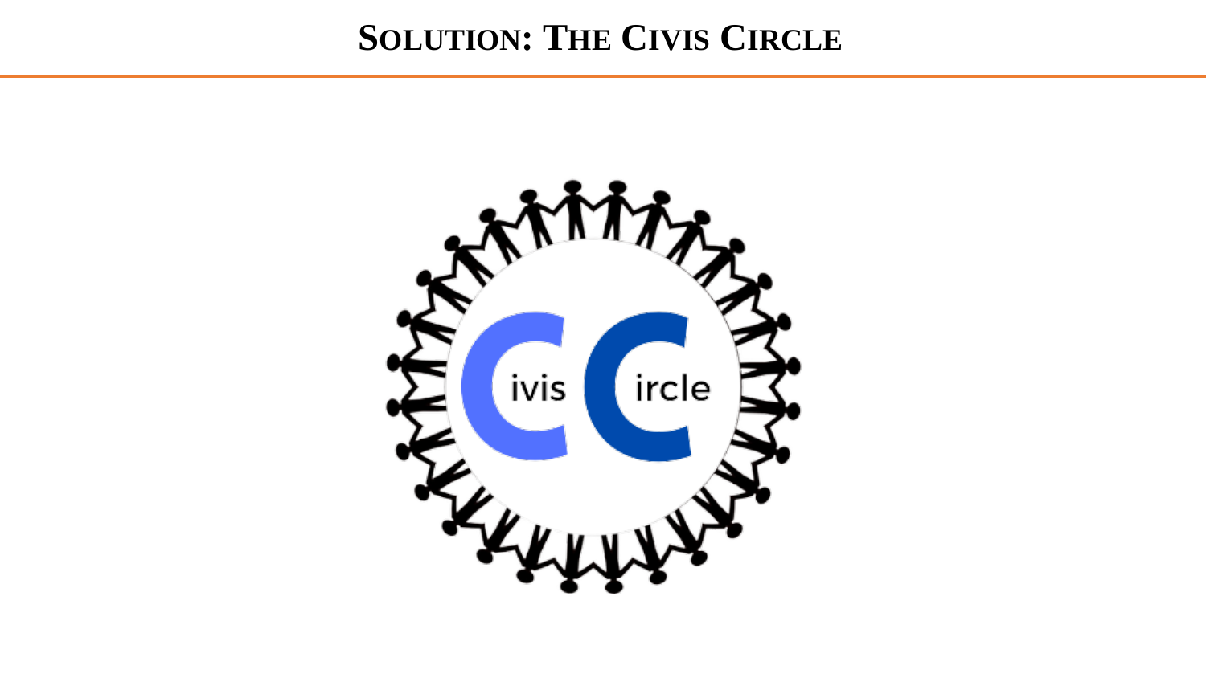# SOLUTION: THE CIVIS CIRCLE

Civis Circle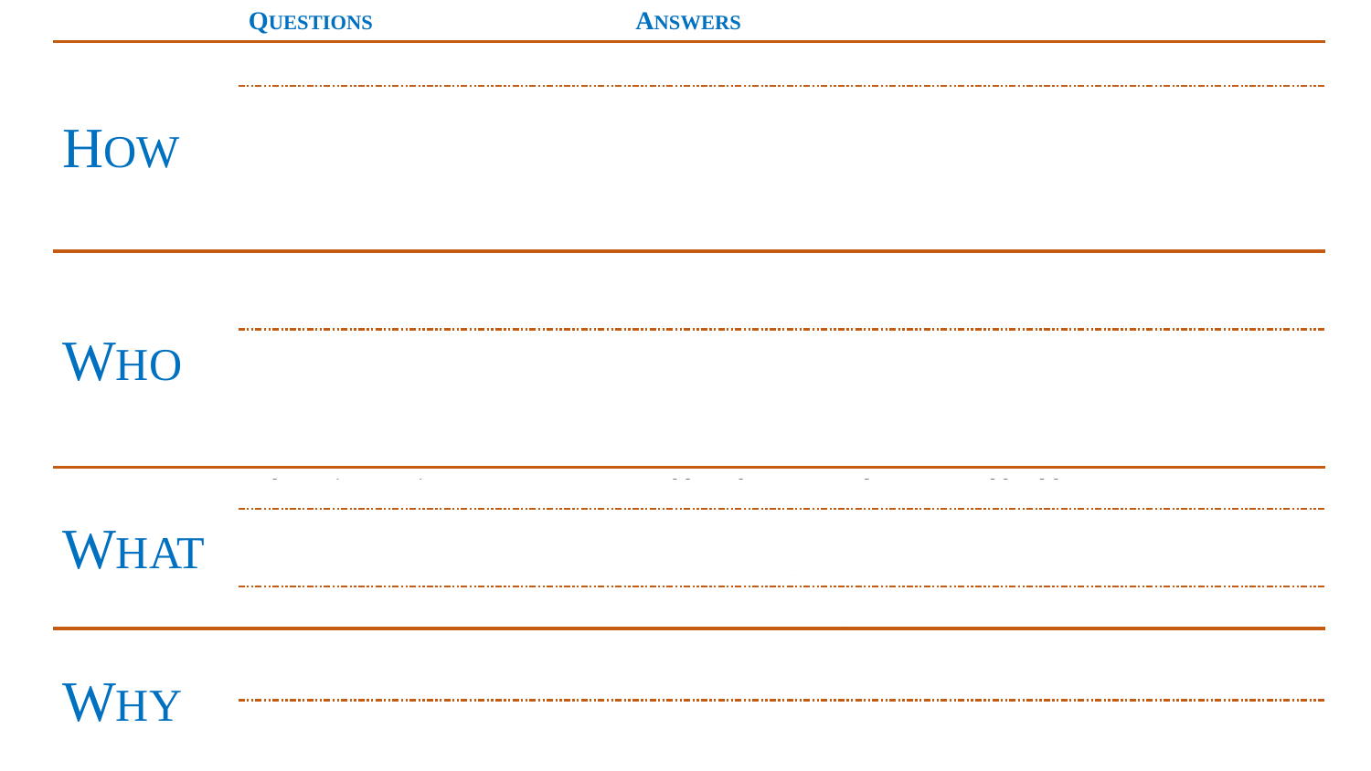| Questions | Answers |
| --- | --- |
| How | |
| Who | |
| What | |
| Why | |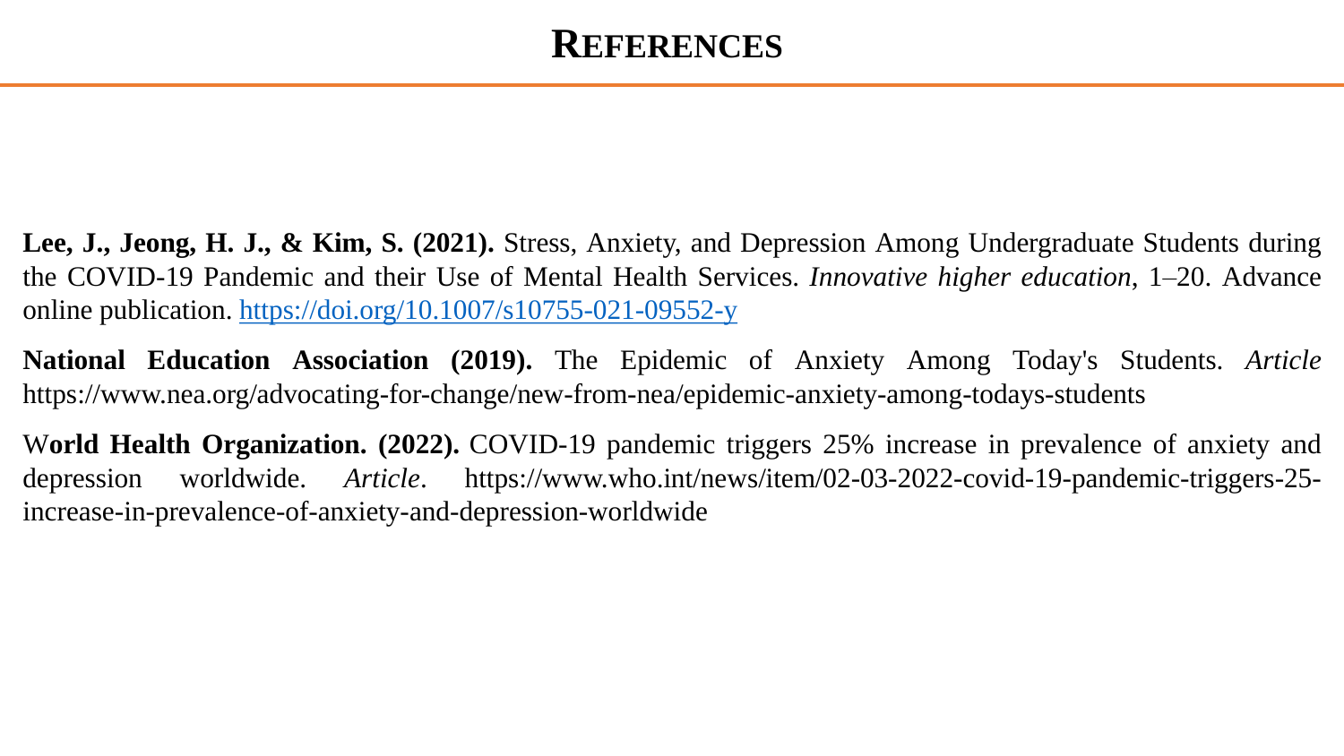# References

**Lee, J., Jeong, H. J., & Kim, S. (2021).** Stress, Anxiety, and Depression Among Undergraduate Students during the COVID-19 Pandemic and their Use of Mental Health Services. *Innovative higher education*, 1–20. Advance online publication. https://doi.org/10.1007/s10755-021-09552-y

**National Education Association (2019).** The Epidemic of Anxiety Among Today's Students. *Article* https://www.nea.org/advocating-for-change/new-from-nea/epidemic-anxiety-among-todays-students

W**orld Health Organization. (2022).** COVID-19 pandemic triggers 25% increase in prevalence of anxiety and depression worldwide. *Article*. https://www.who.int/news/item/02-03-2022-covid-19-pandemic-triggers-25-increase-in-prevalence-of-anxiety-and-depression-worldwide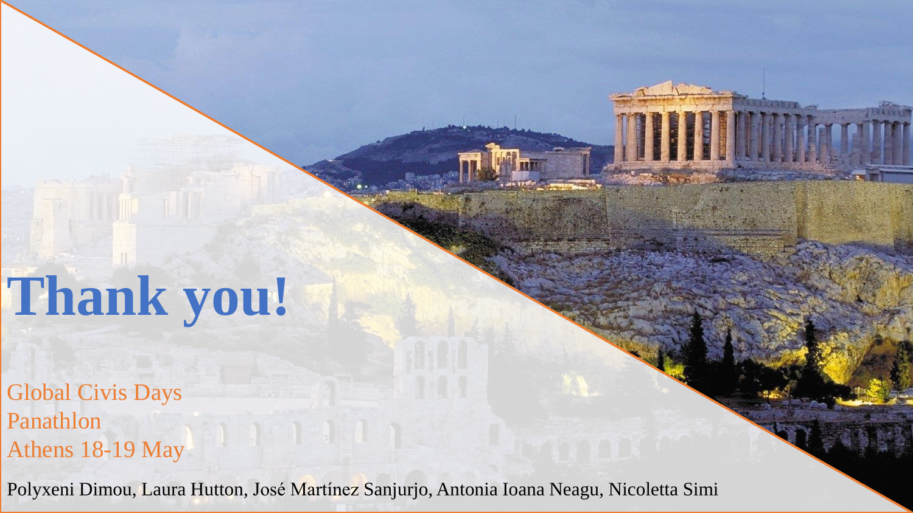# Thank you!

Global Civis Days
Panathlon
Athens 18-19 May

Polyxeni Dimou, Laura Hutton, José Martínez Sanjurjo, Antonia Ioana Neagu, Nicoletta Simi